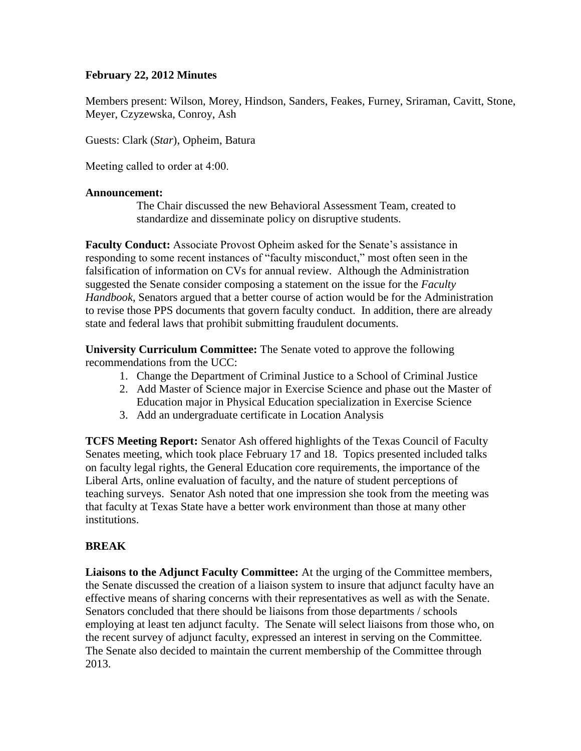**February 22, 2012 Minutes**

Members present: Wilson, Morey, Hindson, Sanders, Feakes, Furney, Sriraman, Cavitt, Stone, Meyer, Czyzewska, Conroy, Ash

Guests: Clark (*Star*), Opheim, Batura

Meeting called to order at 4:00.

**Announcement:**

The Chair discussed the new Behavioral Assessment Team, created to standardize and disseminate policy on disruptive students.

**Faculty Conduct:** Associate Provost Opheim asked for the Senate's assistance in responding to some recent instances of "faculty misconduct," most often seen in the falsification of information on CVs for annual review. Although the Administration suggested the Senate consider composing a statement on the issue for the *Faculty Handbook*, Senators argued that a better course of action would be for the Administration to revise those PPS documents that govern faculty conduct. In addition, there are already state and federal laws that prohibit submitting fraudulent documents.

**University Curriculum Committee:** The Senate voted to approve the following recommendations from the UCC:

1. Change the Department of Criminal Justice to a School of Criminal Justice
2. Add Master of Science major in Exercise Science and phase out the Master of Education major in Physical Education specialization in Exercise Science
3. Add an undergraduate certificate in Location Analysis

**TCFS Meeting Report:** Senator Ash offered highlights of the Texas Council of Faculty Senates meeting, which took place February 17 and 18. Topics presented included talks on faculty legal rights, the General Education core requirements, the importance of the Liberal Arts, online evaluation of faculty, and the nature of student perceptions of teaching surveys. Senator Ash noted that one impression she took from the meeting was that faculty at Texas State have a better work environment than those at many other institutions.

**BREAK**

**Liaisons to the Adjunct Faculty Committee:** At the urging of the Committee members, the Senate discussed the creation of a liaison system to insure that adjunct faculty have an effective means of sharing concerns with their representatives as well as with the Senate. Senators concluded that there should be liaisons from those departments / schools employing at least ten adjunct faculty. The Senate will select liaisons from those who, on the recent survey of adjunct faculty, expressed an interest in serving on the Committee. The Senate also decided to maintain the current membership of the Committee through 2013.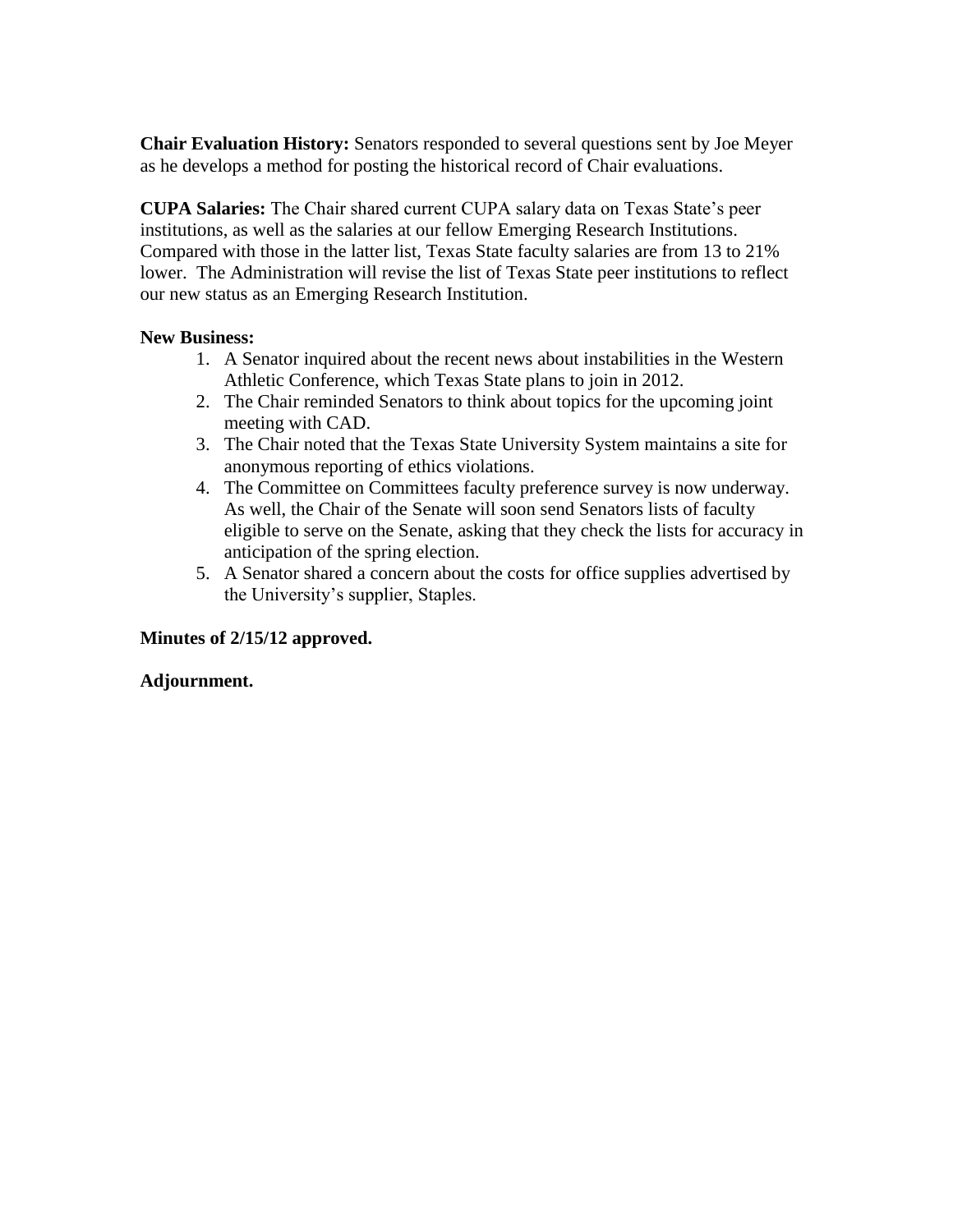**Chair Evaluation History:** Senators responded to several questions sent by Joe Meyer as he develops a method for posting the historical record of Chair evaluations.

**CUPA Salaries:** The Chair shared current CUPA salary data on Texas State's peer institutions, as well as the salaries at our fellow Emerging Research Institutions. Compared with those in the latter list, Texas State faculty salaries are from 13 to 21% lower. The Administration will revise the list of Texas State peer institutions to reflect our new status as an Emerging Research Institution.

**New Business:**

1. A Senator inquired about the recent news about instabilities in the Western Athletic Conference, which Texas State plans to join in 2012.
2. The Chair reminded Senators to think about topics for the upcoming joint meeting with CAD.
3. The Chair noted that the Texas State University System maintains a site for anonymous reporting of ethics violations.
4. The Committee on Committees faculty preference survey is now underway. As well, the Chair of the Senate will soon send Senators lists of faculty eligible to serve on the Senate, asking that they check the lists for accuracy in anticipation of the spring election.
5. A Senator shared a concern about the costs for office supplies advertised by the University's supplier, Staples.

**Minutes of 2/15/12 approved.**

**Adjournment.**